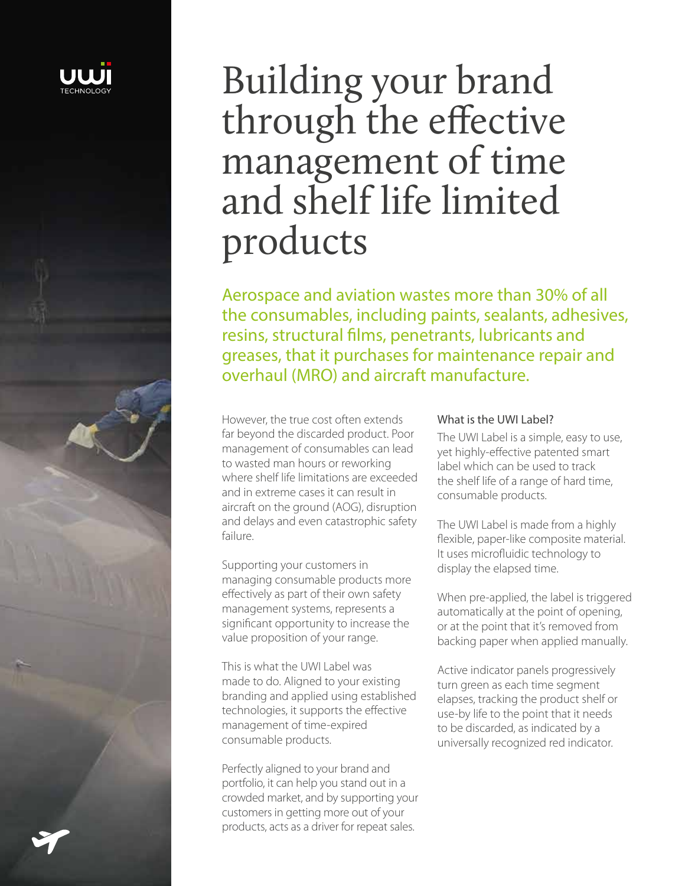# Building your brand through the effective management of time and shelf life limited products

Aerospace and aviation wastes more than 30% of all the consumables, including paints, sealants, adhesives, resins, structural films, penetrants, lubricants and greases, that it purchases for maintenance repair and overhaul (MRO) and aircraft manufacture.

However, the true cost often extends far beyond the discarded product. Poor management of consumables can lead to wasted man hours or reworking where shelf life limitations are exceeded and in extreme cases it can result in aircraft on the ground (AOG), disruption and delays and even catastrophic safety failure.

Supporting your customers in managing consumable products more effectively as part of their own safety management systems, represents a significant opportunity to increase the value proposition of your range.

This is what the UWI Label was made to do. Aligned to your existing branding and applied using established technologies, it supports the effective management of time-expired consumable products.

Perfectly aligned to your brand and portfolio, it can help you stand out in a crowded market, and by supporting your customers in getting more out of your products, acts as a driver for repeat sales.

### What is the UWI Label?

The UWI Label is a simple, easy to use, yet highly-effective patented smart label which can be used to track the shelf life of a range of hard time, consumable products.

The UWI Label is made from a highly flexible, paper-like composite material. It uses microfluidic technology to display the elapsed time.

When pre-applied, the label is triggered automatically at the point of opening, or at the point that it's removed from backing paper when applied manually.

Active indicator panels progressively turn green as each time segment elapses, tracking the product shelf or use-by life to the point that it needs to be discarded, as indicated by a universally recognized red indicator.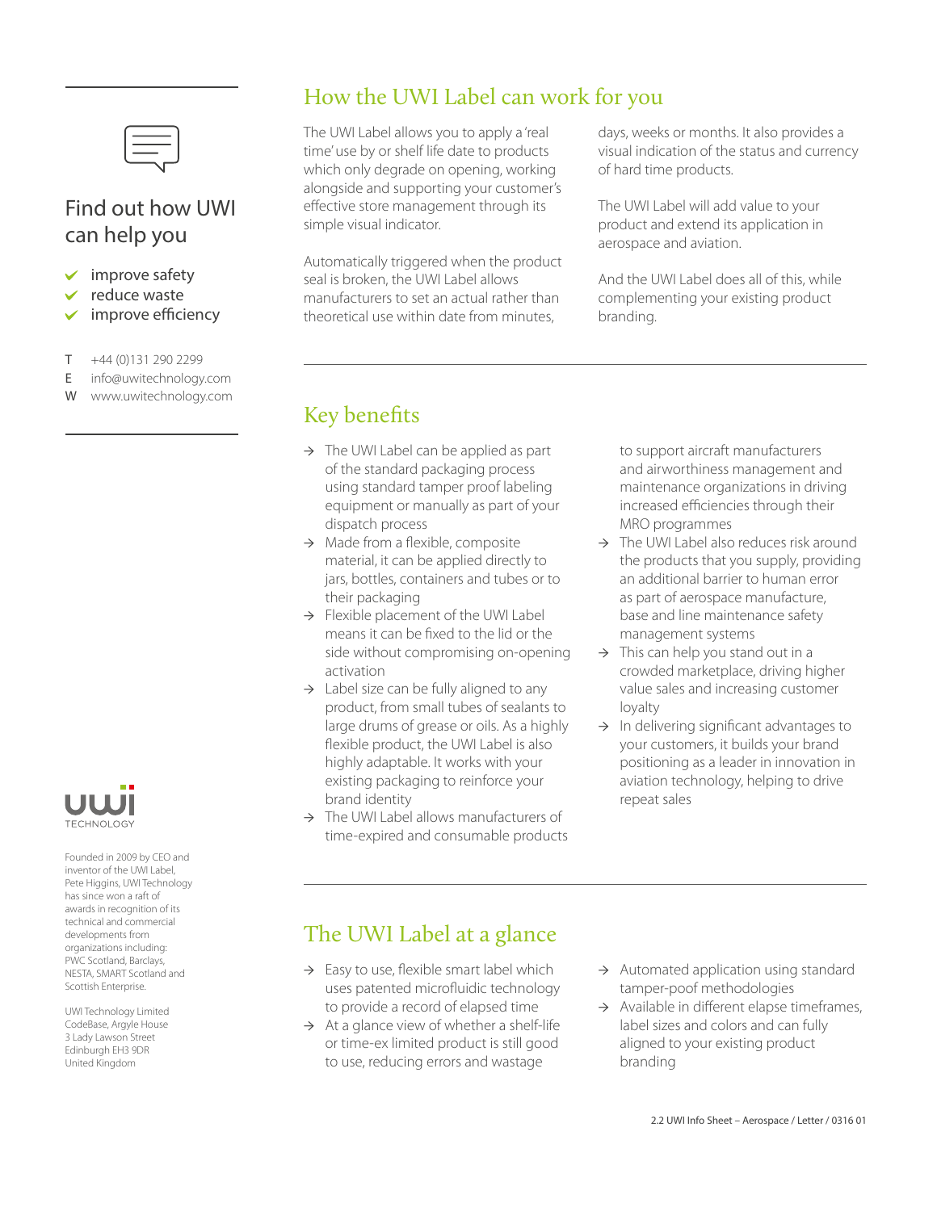## Find out how UWI can help you

- ✔ improve safety
- ✔ reduce waste
- ✔ improve efficiency

T +44 (0)131 290 2299
E info@uwitechnology.com
W www.uwitechnology.com

UWI TECHNOLOGY

Founded in 2009 by CEO and inventor of the UWI Label, Pete Higgins, UWI Technology has since won a raft of awards in recognition of its technical and commercial developments from organizations including: PWC Scotland, Barclays, NESTA, SMART Scotland and Scottish Enterprise.

UWI Technology Limited
CodeBase, Argyle House
3 Lady Lawson Street
Edinburgh EH3 9DR
United Kingdom

# How the UWI Label can work for you

The UWI Label allows you to apply a 'real time' use by or shelf life date to products which only degrade on opening, working alongside and supporting your customer's effective store management through its simple visual indicator.

Automatically triggered when the product seal is broken, the UWI Label allows manufacturers to set an actual rather than theoretical use within date from minutes, days, weeks or months. It also provides a visual indication of the status and currency of hard time products.

The UWI Label will add value to your product and extend its application in aerospace and aviation.

And the UWI Label does all of this, while complementing your existing product branding.

# Key benefits

- → The UWI Label can be applied as part of the standard packaging process using standard tamper proof labeling equipment or manually as part of your dispatch process
- → Made from a flexible, composite material, it can be applied directly to jars, bottles, containers and tubes or to their packaging
- → Flexible placement of the UWI Label means it can be fixed to the lid or the side without compromising on-opening activation
- → Label size can be fully aligned to any product, from small tubes of sealants to large drums of grease or oils. As a highly flexible product, the UWI Label is also highly adaptable. It works with your existing packaging to reinforce your brand identity
- → The UWI Label allows manufacturers of time-expired and consumable products to support aircraft manufacturers and airworthiness management and maintenance organizations in driving increased efficiencies through their MRO programmes
- → The UWI Label also reduces risk around the products that you supply, providing an additional barrier to human error as part of aerospace manufacture, base and line maintenance safety management systems
- → This can help you stand out in a crowded marketplace, driving higher value sales and increasing customer loyalty
- → In delivering significant advantages to your customers, it builds your brand positioning as a leader in innovation in aviation technology, helping to drive repeat sales

# The UWI Label at a glance

- → Easy to use, flexible smart label which uses patented microfluidic technology to provide a record of elapsed time
- → At a glance view of whether a shelf-life or time-ex limited product is still good to use, reducing errors and wastage
- → Automated application using standard tamper-poof methodologies
- → Available in different elapse timeframes, label sizes and colors and can fully aligned to your existing product branding

2.2 UWI Info Sheet – Aerospace / Letter / 0316 01